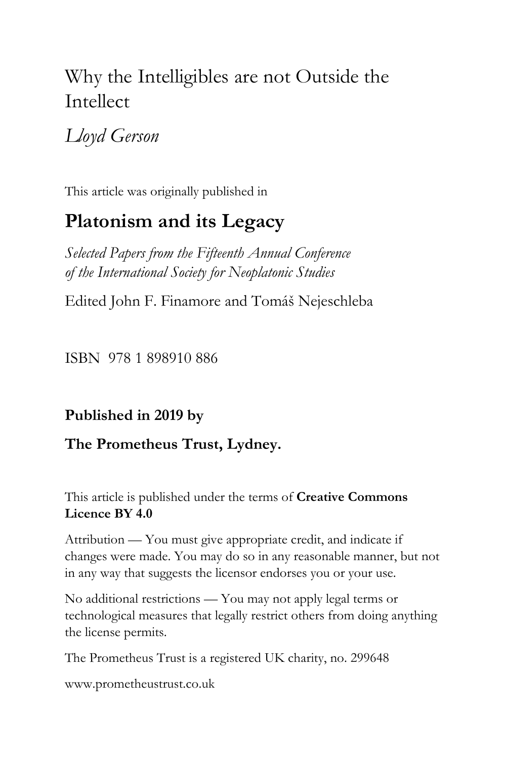# Why the Intelligibles are not Outside the Intellect

*Lloyd Gerson*

This article was originally published in

## Platonism and its Legacy

*Selected Papers from the Fifteenth Annual Conference of the International Society for Neoplatonic Studies*

Edited John F. Finamore and Tomáš Nejeschleba

ISBN 978 1 898910 886

**Published in 2019 by**

**The Prometheus Trust, Lydney.**

This article is published under the terms of **Creative Commons Licence BY 4.0**

Attribution — You must give appropriate credit, and indicate if changes were made. You may do so in any reasonable manner, but not in any way that suggests the licensor endorses you or your use.

No additional restrictions — You may not apply legal terms or technological measures that legally restrict others from doing anything the license permits.

The Prometheus Trust is a registered UK charity, no. 299648

www.prometheustrust.co.uk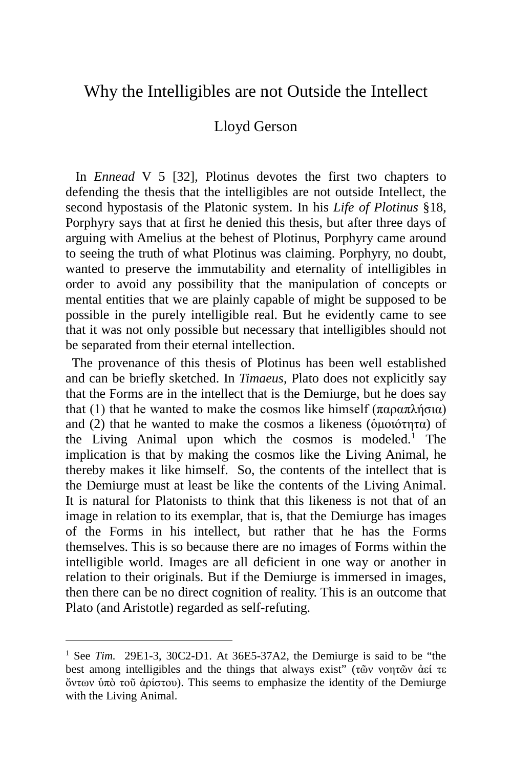# Why the Intelligibles are not Outside the Intellect

Lloyd Gerson

In *Ennead* V 5 [32], Plotinus devotes the first two chapters to defending the thesis that the intelligibles are not outside Intellect, the second hypostasis of the Platonic system. In his *Life of Plotinus* §18, Porphyry says that at first he denied this thesis, but after three days of arguing with Amelius at the behest of Plotinus, Porphyry came around to seeing the truth of what Plotinus was claiming. Porphyry, no doubt, wanted to preserve the immutability and eternality of intelligibles in order to avoid any possibility that the manipulation of concepts or mental entities that we are plainly capable of might be supposed to be possible in the purely intelligible real. But he evidently came to see that it was not only possible but necessary that intelligibles should not be separated from their eternal intellection.

The provenance of this thesis of Plotinus has been well established and can be briefly sketched. In *Timaeus*, Plato does not explicitly say that the Forms are in the intellect that is the Demiurge, but he does say that (1) that he wanted to make the cosmos like himself (παραπλήσια) and (2) that he wanted to make the cosmos a likeness (ὁμοιότητα) of the Living Animal upon which the cosmos is modeled.[1] The implication is that by making the cosmos like the Living Animal, he thereby makes it like himself. So, the contents of the intellect that is the Demiurge must at least be like the contents of the Living Animal. It is natural for Platonists to think that this likeness is not that of an image in relation to its exemplar, that is, that the Demiurge has images of the Forms in his intellect, but rather that he has the Forms themselves. This is so because there are no images of Forms within the intelligible world. Images are all deficient in one way or another in relation to their originals. But if the Demiurge is immersed in images, then there can be no direct cognition of reality. This is an outcome that Plato (and Aristotle) regarded as self-refuting.

---

[1] See *Tim.* 29E1-3, 30C2-D1. At 36E5-37A2, the Demiurge is said to be "the best among intelligibles and the things that always exist" (τῶν νοητῶν ἀεί τε ὄντων ὑπὸ τοῦ ἀρίστου). This seems to emphasize the identity of the Demiurge with the Living Animal.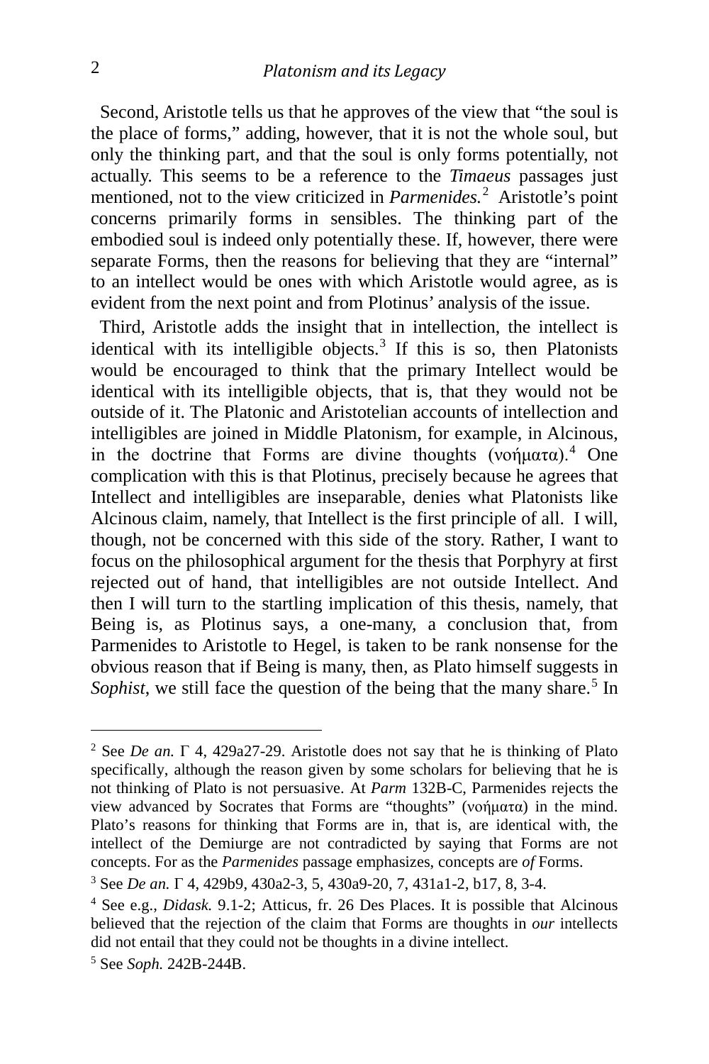Second, Aristotle tells us that he approves of the view that “the soul is the place of forms,” adding, however, that it is not the whole soul, but only the thinking part, and that the soul is only forms potentially, not actually. This seems to be a reference to the *Timaeus* passages just mentioned, not to the view criticized in *Parmenides.*[2] Aristotle’s point concerns primarily forms in sensibles. The thinking part of the embodied soul is indeed only potentially these. If, however, there were separate Forms, then the reasons for believing that they are “internal” to an intellect would be ones with which Aristotle would agree, as is evident from the next point and from Plotinus’ analysis of the issue.

Third, Aristotle adds the insight that in intellection, the intellect is identical with its intelligible objects.[3] If this is so, then Platonists would be encouraged to think that the primary Intellect would be identical with its intelligible objects, that is, that they would not be outside of it. The Platonic and Aristotelian accounts of intellection and intelligibles are joined in Middle Platonism, for example, in Alcinous, in the doctrine that Forms are divine thoughts (νοήματα).[4] One complication with this is that Plotinus, precisely because he agrees that Intellect and intelligibles are inseparable, denies what Platonists like Alcinous claim, namely, that Intellect is the first principle of all. I will, though, not be concerned with this side of the story. Rather, I want to focus on the philosophical argument for the thesis that Porphyry at first rejected out of hand, that intelligibles are not outside Intellect. And then I will turn to the startling implication of this thesis, namely, that Being is, as Plotinus says, a one-many, a conclusion that, from Parmenides to Aristotle to Hegel, is taken to be rank nonsense for the obvious reason that if Being is many, then, as Plato himself suggests in *Sophist*, we still face the question of the being that the many share.[5] In

---

[2] See *De an.* Γ 4, 429a27-29. Aristotle does not say that he is thinking of Plato specifically, although the reason given by some scholars for believing that he is not thinking of Plato is not persuasive. At *Parm* 132B-C, Parmenides rejects the view advanced by Socrates that Forms are “thoughts” (νοήματα) in the mind. Plato’s reasons for thinking that Forms are in, that is, are identical with, the intellect of the Demiurge are not contradicted by saying that Forms are not concepts. For as the *Parmenides* passage emphasizes, concepts are *of* Forms.

[3] See *De an.* Γ 4, 429b9, 430a2-3, 5, 430a9-20, 7, 431a1-2, b17, 8, 3-4.

[4] See e.g., *Didask.* 9.1-2; Atticus, fr. 26 Des Places. It is possible that Alcinous believed that the rejection of the claim that Forms are thoughts in *our* intellects did not entail that they could not be thoughts in a divine intellect.

[5] See *Soph.* 242B-244B.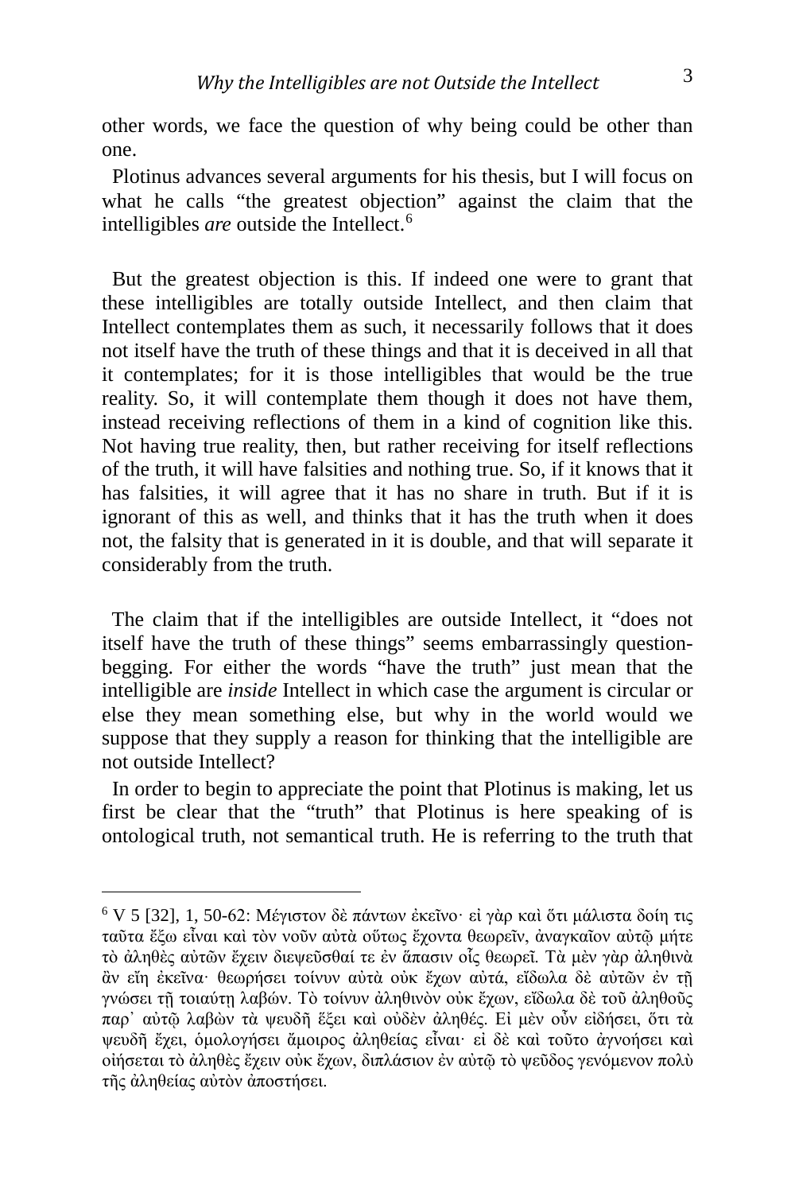other words, we face the question of why being could be other than one.

Plotinus advances several arguments for his thesis, but I will focus on what he calls "the greatest objection" against the claim that the intelligibles *are* outside the Intellect.[6]

> But the greatest objection is this. If indeed one were to grant that these intelligibles are totally outside Intellect, and then claim that Intellect contemplates them as such, it necessarily follows that it does not itself have the truth of these things and that it is deceived in all that it contemplates; for it is those intelligibles that would be the true reality. So, it will contemplate them though it does not have them, instead receiving reflections of them in a kind of cognition like this. Not having true reality, then, but rather receiving for itself reflections of the truth, it will have falsities and nothing true. So, if it knows that it has falsities, it will agree that it has no share in truth. But if it is ignorant of this as well, and thinks that it has the truth when it does not, the falsity that is generated in it is double, and that will separate it considerably from the truth.

The claim that if the intelligibles are outside Intellect, it "does not itself have the truth of these things" seems embarrassingly question-begging. For either the words "have the truth" just mean that the intelligible are *inside* Intellect in which case the argument is circular or else they mean something else, but why in the world would we suppose that they supply a reason for thinking that the intelligible are not outside Intellect?

In order to begin to appreciate the point that Plotinus is making, let us first be clear that the "truth" that Plotinus is here speaking of is ontological truth, not semantical truth. He is referring to the truth that

---

[6] V 5 [32], 1, 50-62: Μέγιστον δὲ πάντων ἐκεῖνο· εἰ γὰρ καὶ ὅτι μάλιστα δοίη τις ταῦτα ἔξω εἶναι καὶ τὸν νοῦν αὐτὰ οὕτως ἔχοντα θεωρεῖν, ἀναγκαῖον αὐτῷ μήτε τὸ ἀληθὲς αὐτῶν ἔχειν διεψεῦσθαί τε ἐν ἅπασιν οἷς θεωρεῖ. Τὰ μὲν γὰρ ἀληθινὰ ἂν εἴη ἐκεῖνα· θεωρήσει τοίνυν αὐτὰ οὐκ ἔχων αὐτά, εἴδωλα δὲ αὐτῶν ἐν τῇ γνώσει τῇ τοιαύτῃ λαβών. Τὸ τοίνυν ἀληθινὸν οὐκ ἔχων, εἴδωλα δὲ τοῦ ἀληθοῦς παρ᾽ αὐτῷ λαβὼν τὰ ψευδῆ ἕξει καὶ οὐδὲν ἀληθές. Εἰ μὲν οὖν εἰδήσει, ὅτι τὰ ψευδῆ ἔχει, ὁμολογήσει ἄμοιρος ἀληθείας εἶναι· εἰ δὲ καὶ τοῦτο ἀγνοήσει καὶ οἰήσεται τὸ ἀληθὲς ἔχειν οὐκ ἔχων, διπλάσιον ἐν αὐτῷ τὸ ψεῦδος γενόμενον πολὺ τῆς ἀληθείας αὐτὸν ἀποστήσει.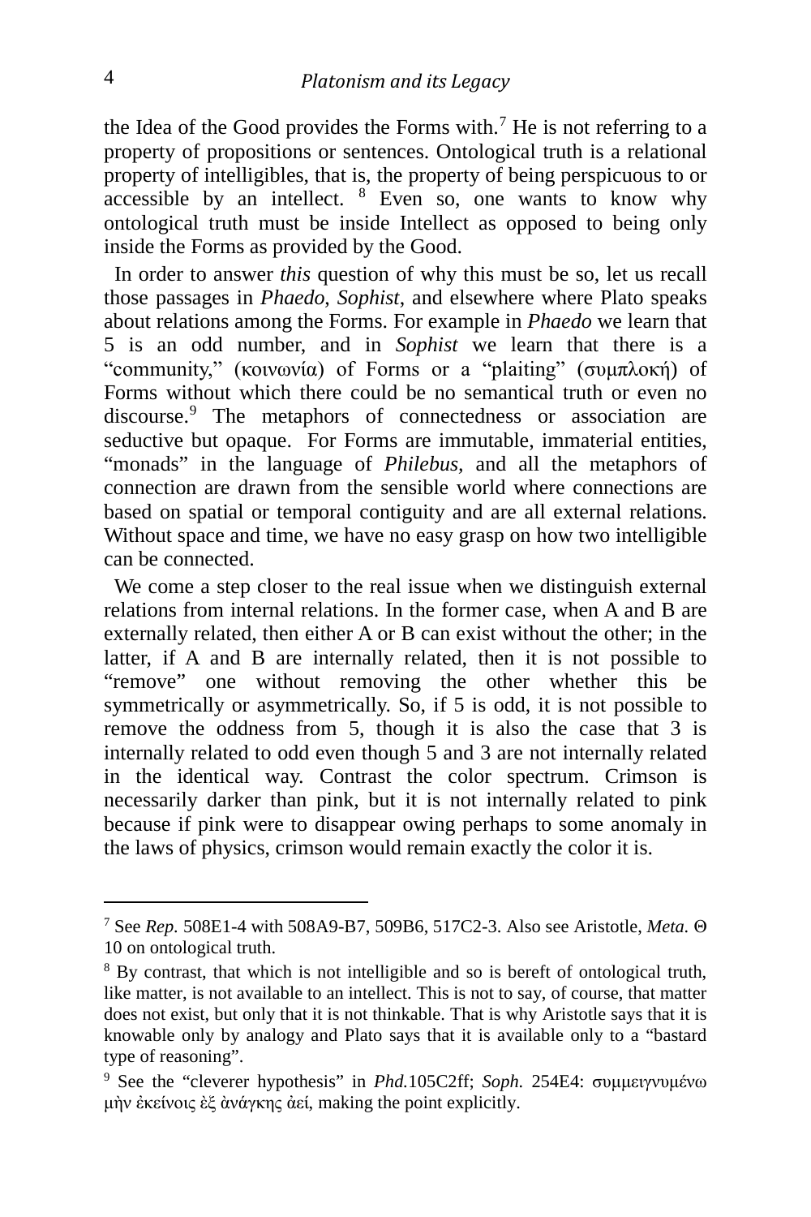the Idea of the Good provides the Forms with.[7] He is not referring to a property of propositions or sentences. Ontological truth is a relational property of intelligibles, that is, the property of being perspicuous to or accessible by an intellect. [8] Even so, one wants to know why ontological truth must be inside Intellect as opposed to being only inside the Forms as provided by the Good.

In order to answer *this* question of why this must be so, let us recall those passages in *Phaedo*, *Sophist*, and elsewhere where Plato speaks about relations among the Forms. For example in *Phaedo* we learn that 5 is an odd number, and in *Sophist* we learn that there is a "community," (κοινωνία) of Forms or a "plaiting" (συμπλοκή) of Forms without which there could be no semantical truth or even no discourse.[9] The metaphors of connectedness or association are seductive but opaque. For Forms are immutable, immaterial entities, "monads" in the language of *Philebus*, and all the metaphors of connection are drawn from the sensible world where connections are based on spatial or temporal contiguity and are all external relations. Without space and time, we have no easy grasp on how two intelligible can be connected.

We come a step closer to the real issue when we distinguish external relations from internal relations. In the former case, when A and B are externally related, then either A or B can exist without the other; in the latter, if A and B are internally related, then it is not possible to "remove" one without removing the other whether this be symmetrically or asymmetrically. So, if 5 is odd, it is not possible to remove the oddness from 5, though it is also the case that 3 is internally related to odd even though 5 and 3 are not internally related in the identical way. Contrast the color spectrum. Crimson is necessarily darker than pink, but it is not internally related to pink because if pink were to disappear owing perhaps to some anomaly in the laws of physics, crimson would remain exactly the color it is.

---

[7] See *Rep.* 508E1-4 with 508A9-B7, 509B6, 517C2-3. Also see Aristotle, *Meta.* Θ 10 on ontological truth.

[8] By contrast, that which is not intelligible and so is bereft of ontological truth, like matter, is not available to an intellect. This is not to say, of course, that matter does not exist, but only that it is not thinkable. That is why Aristotle says that it is knowable only by analogy and Plato says that it is available only to a "bastard type of reasoning".

[9] See the "cleverer hypothesis" in *Phd.*105C2ff; *Soph.* 254E4: συμμειγνυμένω μὴν ἐκείνοις ἐξ ἀνάγκης ἀεί, making the point explicitly.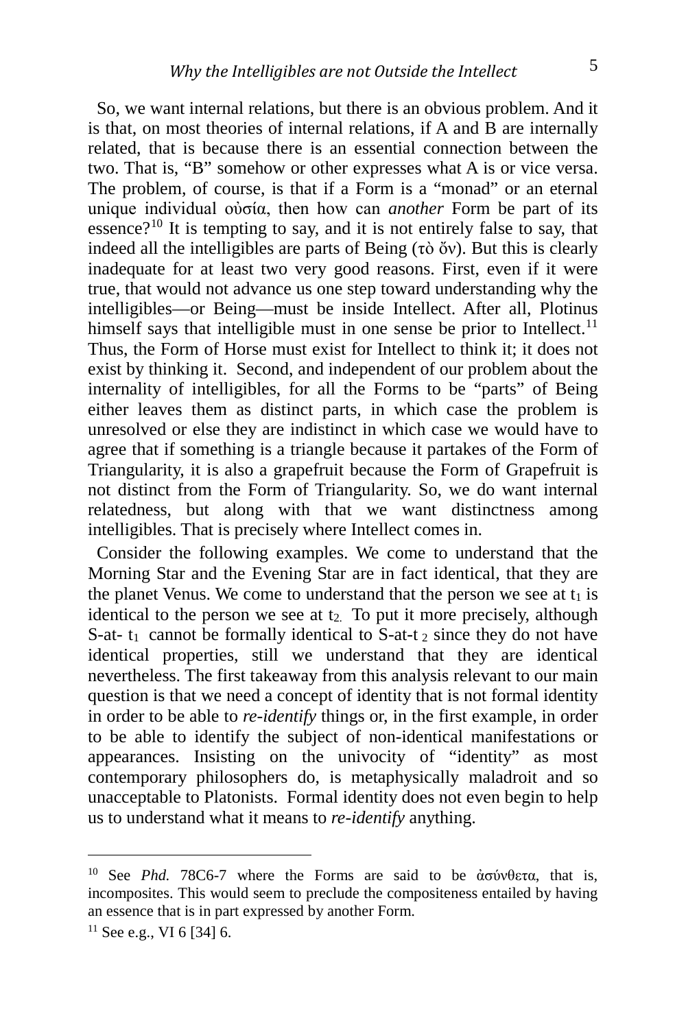So, we want internal relations, but there is an obvious problem. And it is that, on most theories of internal relations, if A and B are internally related, that is because there is an essential connection between the two. That is, "B" somehow or other expresses what A is or vice versa. The problem, of course, is that if a Form is a "monad" or an eternal unique individual οὐσία, then how can *another* Form be part of its essence?[10] It is tempting to say, and it is not entirely false to say, that indeed all the intelligibles are parts of Being (τὸ ὄν). But this is clearly inadequate for at least two very good reasons. First, even if it were true, that would not advance us one step toward understanding why the intelligibles—or Being—must be inside Intellect. After all, Plotinus himself says that intelligible must in one sense be prior to Intellect.[11] Thus, the Form of Horse must exist for Intellect to think it; it does not exist by thinking it. Second, and independent of our problem about the internality of intelligibles, for all the Forms to be "parts" of Being either leaves them as distinct parts, in which case the problem is unresolved or else they are indistinct in which case we would have to agree that if something is a triangle because it partakes of the Form of Triangularity, it is also a grapefruit because the Form of Grapefruit is not distinct from the Form of Triangularity. So, we do want internal relatedness, but along with that we want distinctness among intelligibles. That is precisely where Intellect comes in.

Consider the following examples. We come to understand that the Morning Star and the Evening Star are in fact identical, that they are the planet Venus. We come to understand that the person we see at $t_1$ is identical to the person we see at $t_2$. To put it more precisely, although S-at-$t_1$ cannot be formally identical to S-at-$t_2$ since they do not have identical properties, still we understand that they are identical nevertheless. The first takeaway from this analysis relevant to our main question is that we need a concept of identity that is not formal identity in order to be able to *re-identify* things or, in the first example, in order to be able to identify the subject of non-identical manifestations or appearances. Insisting on the univocity of "identity" as most contemporary philosophers do, is metaphysically maladroit and so unacceptable to Platonists. Formal identity does not even begin to help us to understand what it means to *re-identify* anything.

---

[10] See *Phd.* 78C6-7 where the Forms are said to be ἀσύνθετα, that is, incomposites. This would seem to preclude the compositeness entailed by having an essence that is in part expressed by another Form.

[11] See e.g., VI 6 [34] 6.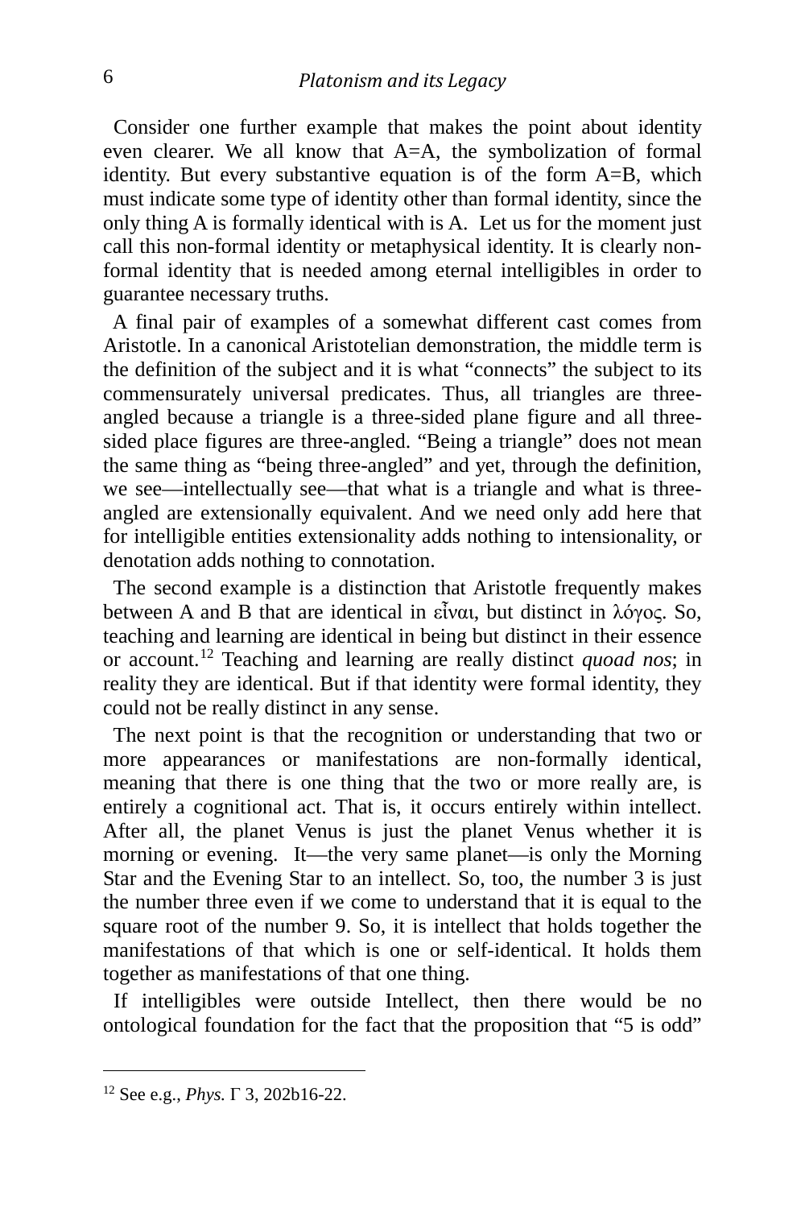Consider one further example that makes the point about identity even clearer. We all know that A=A, the symbolization of formal identity. But every substantive equation is of the form A=B, which must indicate some type of identity other than formal identity, since the only thing A is formally identical with is A. Let us for the moment just call this non-formal identity or metaphysical identity. It is clearly non-formal identity that is needed among eternal intelligibles in order to guarantee necessary truths.

A final pair of examples of a somewhat different cast comes from Aristotle. In a canonical Aristotelian demonstration, the middle term is the definition of the subject and it is what "connects" the subject to its commensurately universal predicates. Thus, all triangles are three-angled because a triangle is a three-sided plane figure and all three-sided place figures are three-angled. "Being a triangle" does not mean the same thing as "being three-angled" and yet, through the definition, we see—intellectually see—that what is a triangle and what is three-angled are extensionally equivalent. And we need only add here that for intelligible entities extensionality adds nothing to intensionality, or denotation adds nothing to connotation.

The second example is a distinction that Aristotle frequently makes between A and B that are identical in εἶναι, but distinct in λόγος. So, teaching and learning are identical in being but distinct in their essence or account.[12] Teaching and learning are really distinct *quoad nos*; in reality they are identical. But if that identity were formal identity, they could not be really distinct in any sense.

The next point is that the recognition or understanding that two or more appearances or manifestations are non-formally identical, meaning that there is one thing that the two or more really are, is entirely a cognitional act. That is, it occurs entirely within intellect. After all, the planet Venus is just the planet Venus whether it is morning or evening. It—the very same planet—is only the Morning Star and the Evening Star to an intellect. So, too, the number 3 is just the number three even if we come to understand that it is equal to the square root of the number 9. So, it is intellect that holds together the manifestations of that which is one or self-identical. It holds them together as manifestations of that one thing.

If intelligibles were outside Intellect, then there would be no ontological foundation for the fact that the proposition that "5 is odd"

---

[12] See e.g., *Phys.* Γ 3, 202b16-22.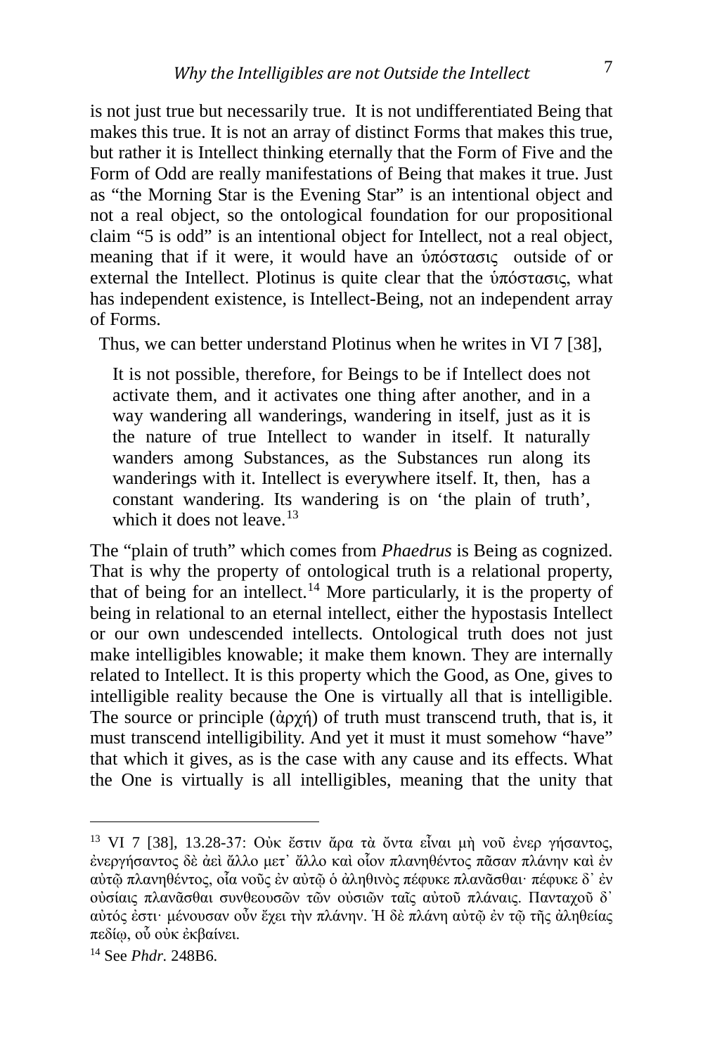is not just true but necessarily true. It is not undifferentiated Being that makes this true. It is not an array of distinct Forms that makes this true, but rather it is Intellect thinking eternally that the Form of Five and the Form of Odd are really manifestations of Being that makes it true. Just as "the Morning Star is the Evening Star" is an intentional object and not a real object, so the ontological foundation for our propositional claim "5 is odd" is an intentional object for Intellect, not a real object, meaning that if it were, it would have an ὑπόστασις outside of or external the Intellect. Plotinus is quite clear that the ὑπόστασις, what has independent existence, is Intellect-Being, not an independent array of Forms.

Thus, we can better understand Plotinus when he writes in VI 7 [38],

> It is not possible, therefore, for Beings to be if Intellect does not activate them, and it activates one thing after another, and in a way wandering all wanderings, wandering in itself, just as it is the nature of true Intellect to wander in itself. It naturally wanders among Substances, as the Substances run along its wanderings with it. Intellect is everywhere itself. It, then, has a constant wandering. Its wandering is on 'the plain of truth', which it does not leave.[13]

The "plain of truth" which comes from *Phaedrus* is Being as cognized. That is why the property of ontological truth is a relational property, that of being for an intellect.[14] More particularly, it is the property of being in relational to an eternal intellect, either the hypostasis Intellect or our own undescended intellects. Ontological truth does not just make intelligibles knowable; it make them known. They are internally related to Intellect. It is this property which the Good, as One, gives to intelligible reality because the One is virtually all that is intelligible. The source or principle (ἀρχή) of truth must transcend truth, that is, it must transcend intelligibility. And yet it must it must somehow "have" that which it gives, as is the case with any cause and its effects. What the One is virtually is all intelligibles, meaning that the unity that

---

[13] VI 7 [38], 13.28-37: Οὐκ ἔστιν ἄρα τὰ ὄντα εἶναι μὴ νοῦ ἐνερ γήσαντος, ἐνεργήσαντος δὲ ἀεὶ ἄλλο μετ᾽ ἄλλο καὶ οἷον πλανηθέντος πᾶσαν πλάνην καὶ ἐν αὐτῷ πλανηθέντος, οἷα νοῦς ἐν αὐτῷ ὁ ἀληθινὸς πέφυκε πλανᾶσθαι· πέφυκε δ᾽ ἐν οὐσίαις πλανᾶσθαι συνθεουσῶν τῶν οὐσιῶν ταῖς αὐτοῦ πλάναις. Πανταχοῦ δ᾽ αὐτός ἐστι· μένουσαν οὖν ἔχει τὴν πλάνην. Ἡ δὲ πλάνη αὐτῷ ἐν τῷ τῆς ἀληθείας πεδίῳ, οὗ οὐκ ἐκβαίνει.

[14] See *Phdr.* 248B6.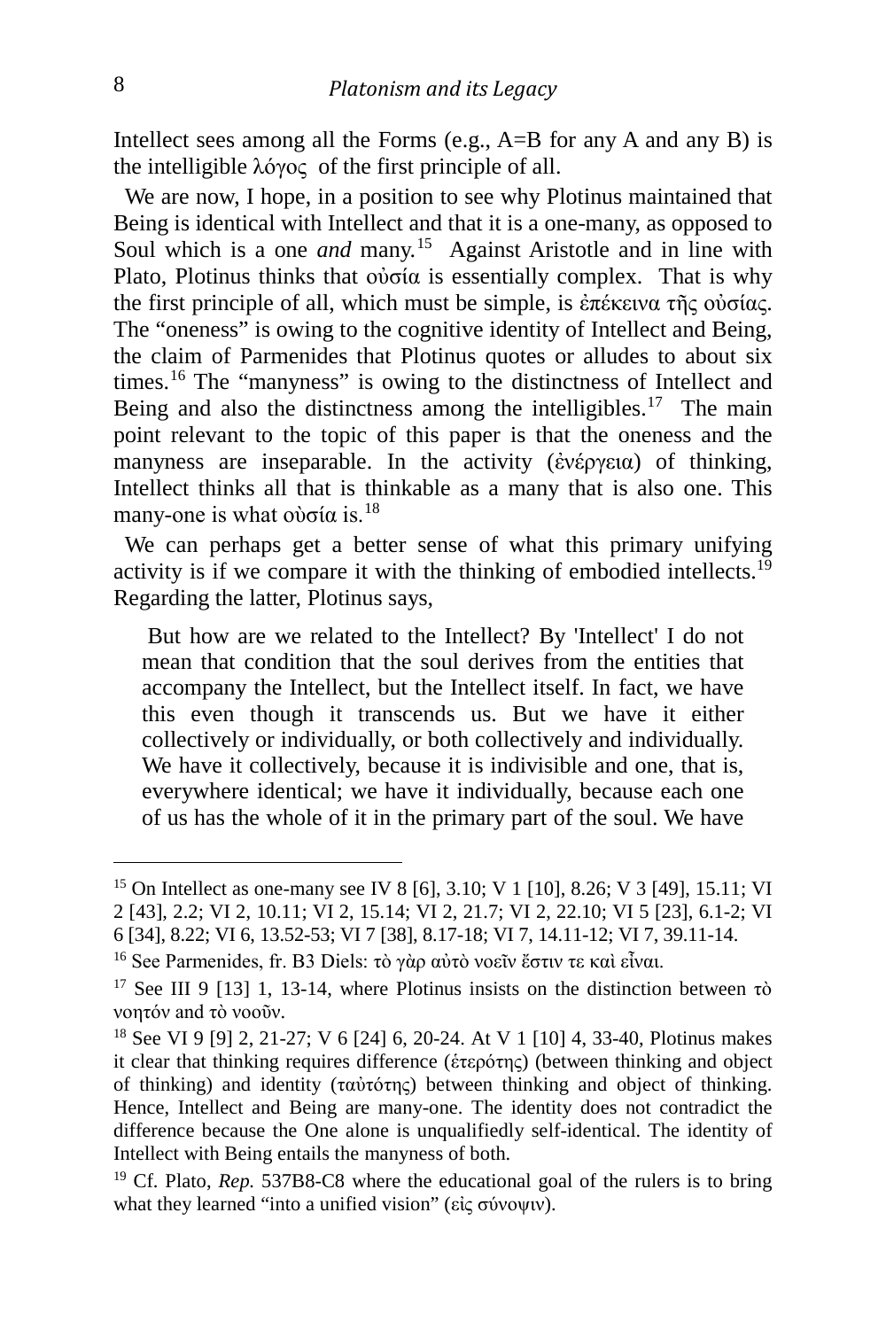Intellect sees among all the Forms (e.g., A=B for any A and any B) is the intelligible λόγος of the first principle of all.

We are now, I hope, in a position to see why Plotinus maintained that Being is identical with Intellect and that it is a one-many, as opposed to Soul which is a one *and* many.[15] Against Aristotle and in line with Plato, Plotinus thinks that οὐσία is essentially complex. That is why the first principle of all, which must be simple, is ἐπέκεινα τῆς οὐσίας. The "oneness" is owing to the cognitive identity of Intellect and Being, the claim of Parmenides that Plotinus quotes or alludes to about six times.[16] The "manyness" is owing to the distinctness of Intellect and Being and also the distinctness among the intelligibles.[17] The main point relevant to the topic of this paper is that the oneness and the manyness are inseparable. In the activity (ἐνέργεια) of thinking, Intellect thinks all that is thinkable as a many that is also one. This many-one is what οὐσία is.[18]

We can perhaps get a better sense of what this primary unifying activity is if we compare it with the thinking of embodied intellects.[19] Regarding the latter, Plotinus says,

> But how are we related to the Intellect? By 'Intellect' I do not mean that condition that the soul derives from the entities that accompany the Intellect, but the Intellect itself. In fact, we have this even though it transcends us. But we have it either collectively or individually, or both collectively and individually. We have it collectively, because it is indivisible and one, that is, everywhere identical; we have it individually, because each one of us has the whole of it in the primary part of the soul. We have

---

[15] On Intellect as one-many see IV 8 [6], 3.10; V 1 [10], 8.26; V 3 [49], 15.11; VI 2 [43], 2.2; VI 2, 10.11; VI 2, 15.14; VI 2, 21.7; VI 2, 22.10; VI 5 [23], 6.1-2; VI 6 [34], 8.22; VI 6, 13.52-53; VI 7 [38], 8.17-18; VI 7, 14.11-12; VI 7, 39.11-14.

[16] See Parmenides, fr. B3 Diels: τὸ γὰρ αὐτὸ νοεῖν ἔστιν τε καὶ εἶναι.

[17] See III 9 [13] 1, 13-14, where Plotinus insists on the distinction between τὸ νοητόν and τὸ νοοῦν.

[18] See VI 9 [9] 2, 21-27; V 6 [24] 6, 20-24. At V 1 [10] 4, 33-40, Plotinus makes it clear that thinking requires difference (ἑτερότης) (between thinking and object of thinking) and identity (ταὐτότης) between thinking and object of thinking. Hence, Intellect and Being are many-one. The identity does not contradict the difference because the One alone is unqualifiedly self-identical. The identity of Intellect with Being entails the manyness of both.

[19] Cf. Plato, *Rep.* 537B8-C8 where the educational goal of the rulers is to bring what they learned "into a unified vision" (εἰς σύνοψιν).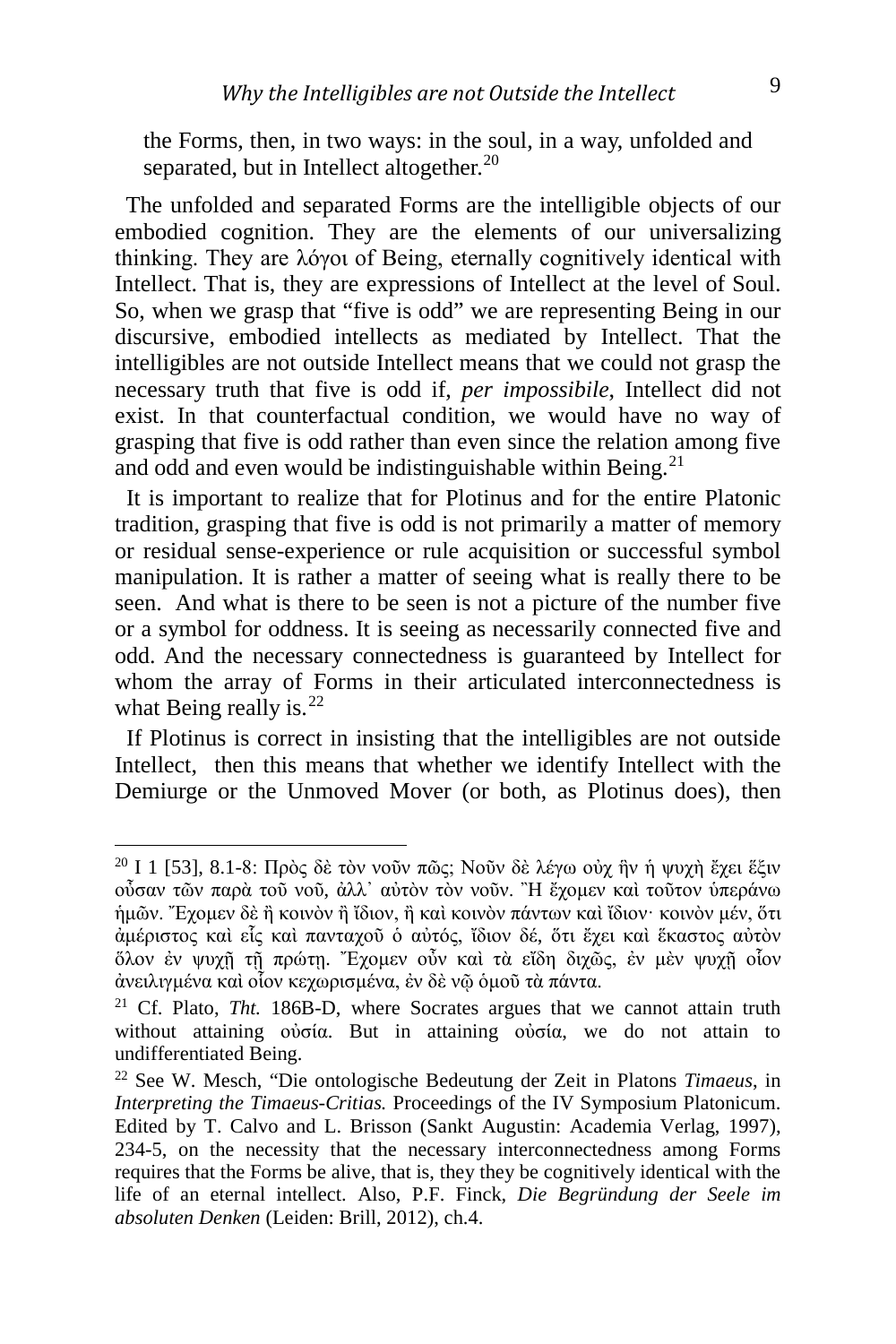the Forms, then, in two ways: in the soul, in a way, unfolded and separated, but in Intellect altogether.[20]

The unfolded and separated Forms are the intelligible objects of our embodied cognition. They are the elements of our universalizing thinking. They are λόγοι of Being, eternally cognitively identical with Intellect. That is, they are expressions of Intellect at the level of Soul. So, when we grasp that "five is odd" we are representing Being in our discursive, embodied intellects as mediated by Intellect. That the intelligibles are not outside Intellect means that we could not grasp the necessary truth that five is odd if, *per impossibile*, Intellect did not exist. In that counterfactual condition, we would have no way of grasping that five is odd rather than even since the relation among five and odd and even would be indistinguishable within Being.[21]

It is important to realize that for Plotinus and for the entire Platonic tradition, grasping that five is odd is not primarily a matter of memory or residual sense-experience or rule acquisition or successful symbol manipulation. It is rather a matter of seeing what is really there to be seen. And what is there to be seen is not a picture of the number five or a symbol for oddness. It is seeing as necessarily connected five and odd. And the necessary connectedness is guaranteed by Intellect for whom the array of Forms in their articulated interconnectedness is what Being really is.[22]

If Plotinus is correct in insisting that the intelligibles are not outside Intellect, then this means that whether we identify Intellect with the Demiurge or the Unmoved Mover (or both, as Plotinus does), then

---

[20] I 1 [53], 8.1-8: Πρὸς δὲ τὸν νοῦν πῶς; Νοῦν δὲ λέγω οὐχ ἣν ἡ ψυχὴ ἔχει ἕξιν οὖσαν τῶν παρὰ τοῦ νοῦ, ἀλλ᾽ αὐτὸν τὸν νοῦν. Ἢ ἔχομεν καὶ τοῦτον ὑπεράνω ἡμῶν. Ἔχομεν δὲ ἢ κοινὸν ἢ ἴδιον, ἢ καὶ κοινὸν πάντων καὶ ἴδιον· κοινὸν μέν, ὅτι ἀμέριστος καὶ εἷς καὶ πανταχοῦ ὁ αὐτός, ἴδιον δέ, ὅτι ἔχει καὶ ἕκαστος αὐτὸν ὅλον ἐν ψυχῇ τῇ πρώτῃ. Ἔχομεν οὖν καὶ τὰ εἴδη διχῶς, ἐν μὲν ψυχῇ οἷον ἀνειλιγμένα καὶ οἷον κεχωρισμένα, ἐν δὲ νῷ ὁμοῦ τὰ πάντα.

[21] Cf. Plato, *Tht.* 186B-D, where Socrates argues that we cannot attain truth without attaining οὐσία. But in attaining οὐσία, we do not attain to undifferentiated Being.

[22] See W. Mesch, "Die ontologische Bedeutung der Zeit in Platons *Timaeus*, in *Interpreting the Timaeus-Critias.* Proceedings of the IV Symposium Platonicum. Edited by T. Calvo and L. Brisson (Sankt Augustin: Academia Verlag, 1997), 234-5, on the necessity that the necessary interconnectedness among Forms requires that the Forms be alive, that is, they they be cognitively identical with the life of an eternal intellect. Also, P.F. Finck, *Die Begründung der Seele im absoluten Denken* (Leiden: Brill, 2012), ch.4.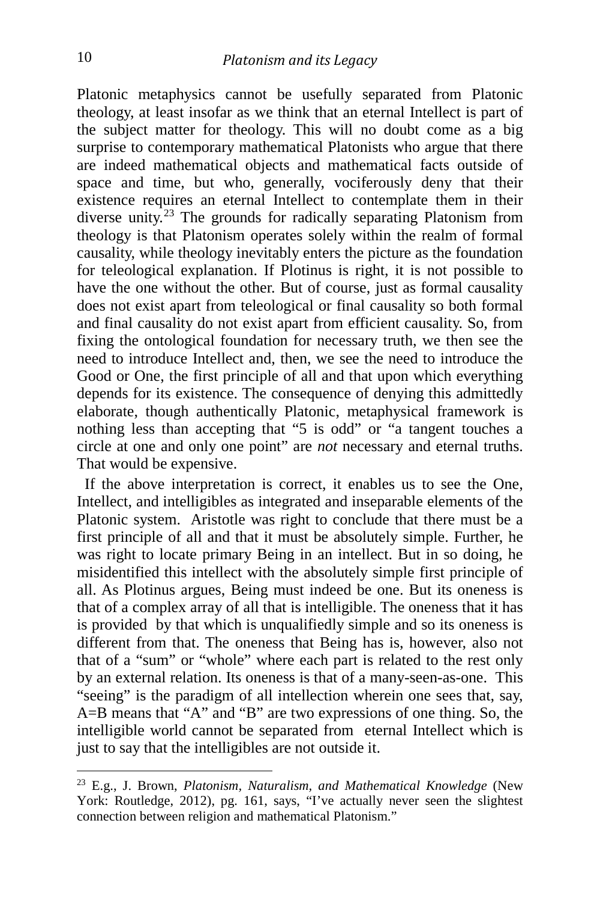Platonic metaphysics cannot be usefully separated from Platonic theology, at least insofar as we think that an eternal Intellect is part of the subject matter for theology. This will no doubt come as a big surprise to contemporary mathematical Platonists who argue that there are indeed mathematical objects and mathematical facts outside of space and time, but who, generally, vociferously deny that their existence requires an eternal Intellect to contemplate them in their diverse unity.[23] The grounds for radically separating Platonism from theology is that Platonism operates solely within the realm of formal causality, while theology inevitably enters the picture as the foundation for teleological explanation. If Plotinus is right, it is not possible to have the one without the other. But of course, just as formal causality does not exist apart from teleological or final causality so both formal and final causality do not exist apart from efficient causality. So, from fixing the ontological foundation for necessary truth, we then see the need to introduce Intellect and, then, we see the need to introduce the Good or One, the first principle of all and that upon which everything depends for its existence. The consequence of denying this admittedly elaborate, though authentically Platonic, metaphysical framework is nothing less than accepting that "5 is odd" or "a tangent touches a circle at one and only one point" are *not* necessary and eternal truths. That would be expensive.

If the above interpretation is correct, it enables us to see the One, Intellect, and intelligibles as integrated and inseparable elements of the Platonic system. Aristotle was right to conclude that there must be a first principle of all and that it must be absolutely simple. Further, he was right to locate primary Being in an intellect. But in so doing, he misidentified this intellect with the absolutely simple first principle of all. As Plotinus argues, Being must indeed be one. But its oneness is that of a complex array of all that is intelligible. The oneness that it has is provided by that which is unqualifiedly simple and so its oneness is different from that. The oneness that Being has is, however, also not that of a "sum" or "whole" where each part is related to the rest only by an external relation. Its oneness is that of a many-seen-as-one. This "seeing" is the paradigm of all intellection wherein one sees that, say, A=B means that "A" and "B" are two expressions of one thing. So, the intelligible world cannot be separated from eternal Intellect which is just to say that the intelligibles are not outside it.

---

[23] E.g., J. Brown, *Platonism, Naturalism, and Mathematical Knowledge* (New York: Routledge, 2012), pg. 161, says, "I've actually never seen the slightest connection between religion and mathematical Platonism."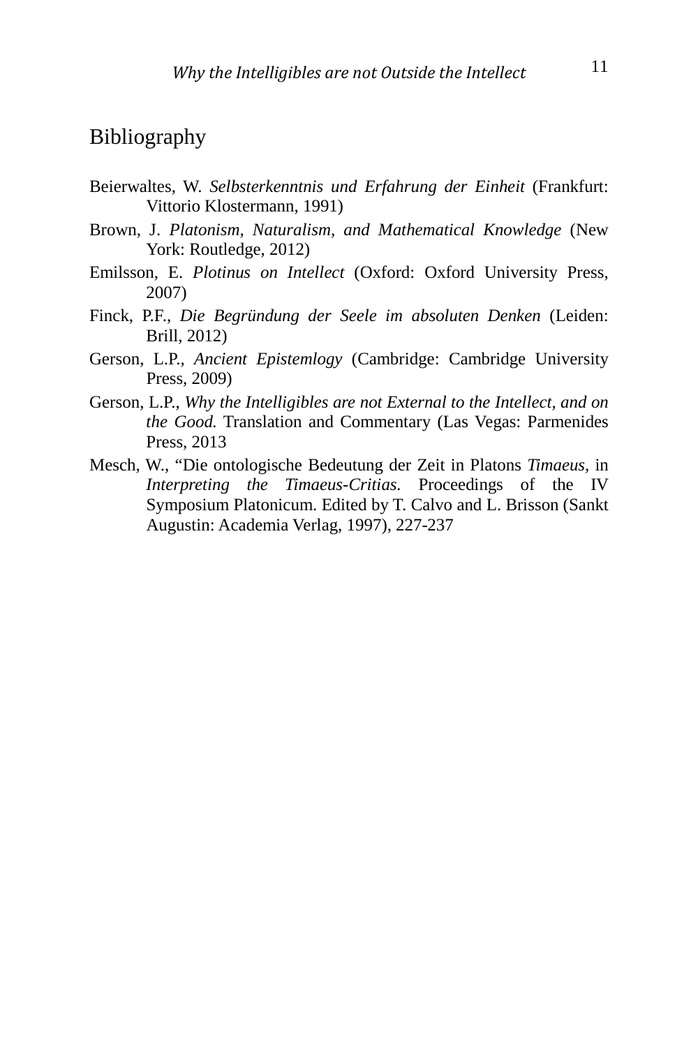## Bibliography

Beierwaltes, W. *Selbsterkenntnis und Erfahrung der Einheit* (Frankfurt: Vittorio Klostermann, 1991)

Brown, J. *Platonism, Naturalism, and Mathematical Knowledge* (New York: Routledge, 2012)

Emilsson, E. *Plotinus on Intellect* (Oxford: Oxford University Press, 2007)

Finck, P.F., *Die Begründung der Seele im absoluten Denken* (Leiden: Brill, 2012)

Gerson, L.P., *Ancient Epistemlogy* (Cambridge: Cambridge University Press, 2009)

Gerson, L.P., *Why the Intelligibles are not External to the Intellect, and on the Good.* Translation and Commentary (Las Vegas: Parmenides Press, 2013

Mesch, W., "Die ontologische Bedeutung der Zeit in Platons *Timaeus*, in *Interpreting the Timaeus-Critias*. Proceedings of the IV Symposium Platonicum. Edited by T. Calvo and L. Brisson (Sankt Augustin: Academia Verlag, 1997), 227-237